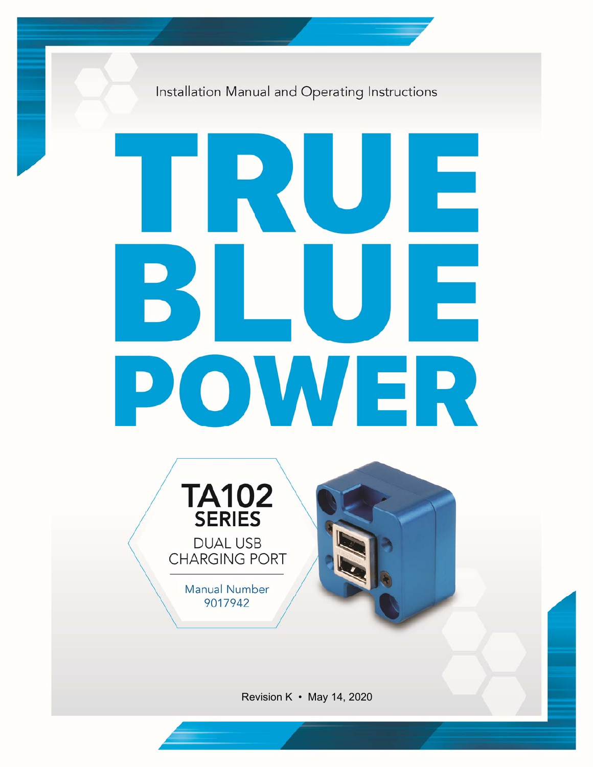Installation Manual and Operating Instructions

# TRUE BLUE POWER

## TA102 SERIES

DUAL USB CHARGING PORT

Manual Number 9017942

Revision K • May 14, 2020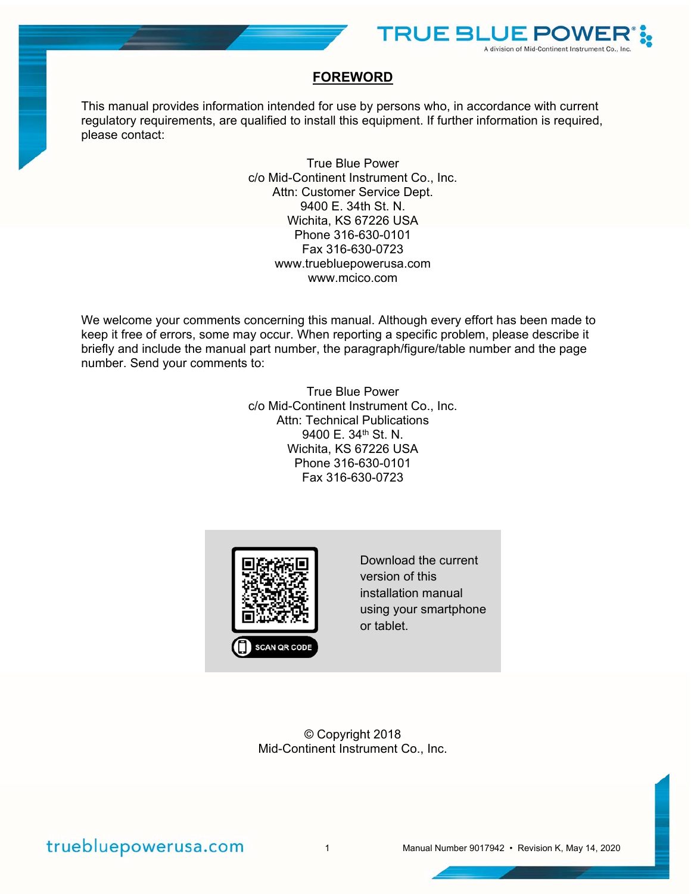# FOREWORD

This manual provides information intended for use by persons who, in accordance with current regulatory requirements, are qualified to install this equipment. If further information is required, please contact:

True Blue Power  
c/o Mid-Continent Instrument Co., Inc.  
Attn: Customer Service Dept.  
9400 E. 34th St. N.  
Wichita, KS 67226 USA  
Phone 316-630-0101  
Fax 316-630-0723  
www.truebluepowerusa.com  
www.mcico.com

We welcome your comments concerning this manual. Although every effort has been made to keep it free of errors, some may occur. When reporting a specific problem, please describe it briefly and include the manual part number, the paragraph/figure/table number and the page number. Send your comments to:

True Blue Power  
c/o Mid-Continent Instrument Co., Inc.  
Attn: Technical Publications  
9400 E. 34th St. N.  
Wichita, KS 67226 USA  
Phone 316-630-0101  
Fax 316-630-0723

SCAN QR CODE

Download the current version of this installation manual using your smartphone or tablet.

© Copyright 2018  
Mid-Continent Instrument Co., Inc.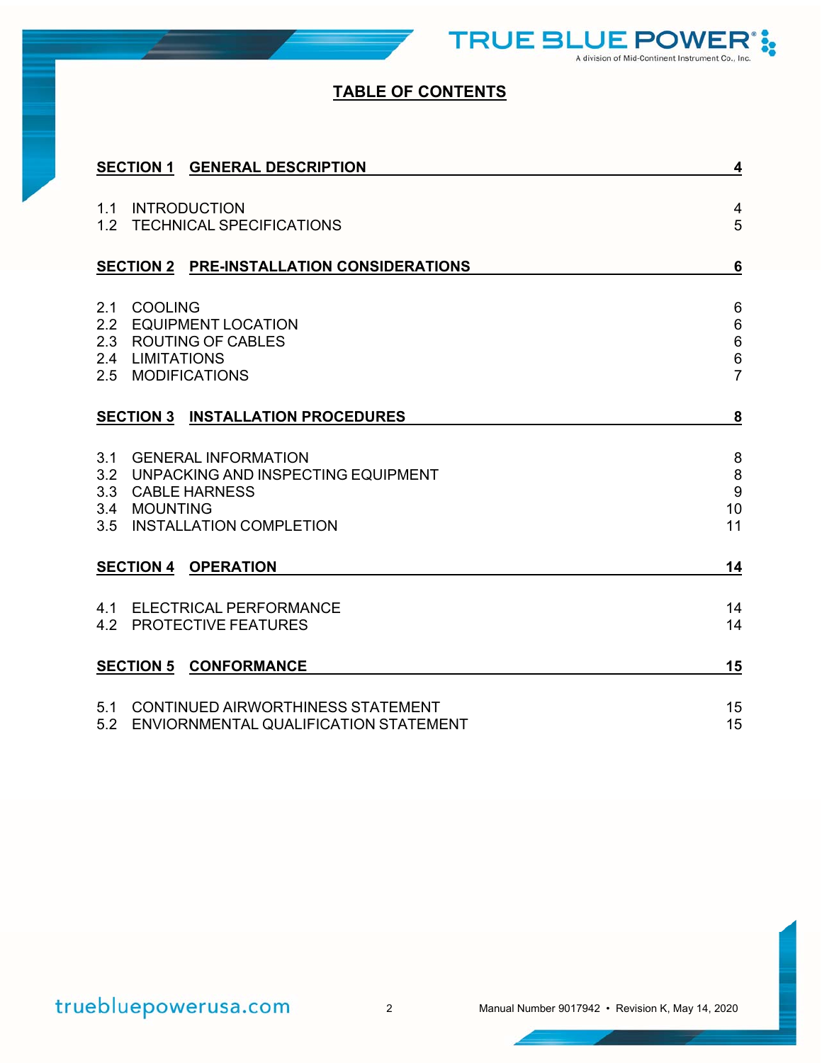# TABLE OF CONTENTS

| | | |
|---|---|---|
| **SECTION 1** | **GENERAL DESCRIPTION** | **4** |
| 1.1 | INTRODUCTION | 4 |
| 1.2 | TECHNICAL SPECIFICATIONS | 5 |
| **SECTION 2** | **PRE-INSTALLATION CONSIDERATIONS** | **6** |
| 2.1 | COOLING | 6 |
| 2.2 | EQUIPMENT LOCATION | 6 |
| 2.3 | ROUTING OF CABLES | 6 |
| 2.4 | LIMITATIONS | 6 |
| 2.5 | MODIFICATIONS | 7 |
| **SECTION 3** | **INSTALLATION PROCEDURES** | **8** |
| 3.1 | GENERAL INFORMATION | 8 |
| 3.2 | UNPACKING AND INSPECTING EQUIPMENT | 8 |
| 3.3 | CABLE HARNESS | 9 |
| 3.4 | MOUNTING | 10 |
| 3.5 | INSTALLATION COMPLETION | 11 |
| **SECTION 4** | **OPERATION** | **14** |
| 4.1 | ELECTRICAL PERFORMANCE | 14 |
| 4.2 | PROTECTIVE FEATURES | 14 |
| **SECTION 5** | **CONFORMANCE** | **15** |
| 5.1 | CONTINUED AIRWORTHINESS STATEMENT | 15 |
| 5.2 | ENVIORNMENTAL QUALIFICATION STATEMENT | 15 |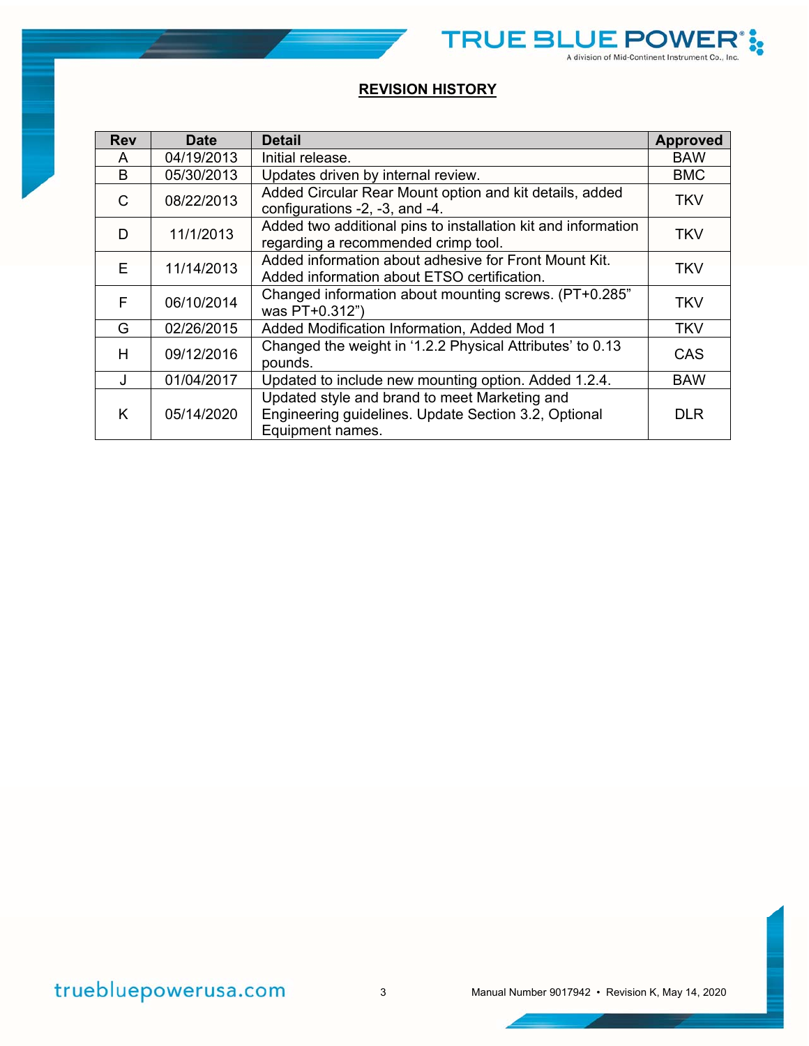## REVISION HISTORY

| Rev | Date | Detail | Approved |
|---|---|---|---|
| A | 04/19/2013 | Initial release. | BAW |
| B | 05/30/2013 | Updates driven by internal review. | BMC |
| C | 08/22/2013 | Added Circular Rear Mount option and kit details, added configurations -2, -3, and -4. | TKV |
| D | 11/1/2013 | Added two additional pins to installation kit and information regarding a recommended crimp tool. | TKV |
| E | 11/14/2013 | Added information about adhesive for Front Mount Kit. Added information about ETSO certification. | TKV |
| F | 06/10/2014 | Changed information about mounting screws. (PT+0.285" was PT+0.312") | TKV |
| G | 02/26/2015 | Added Modification Information, Added Mod 1 | TKV |
| H | 09/12/2016 | Changed the weight in '1.2.2 Physical Attributes' to 0.13 pounds. | CAS |
| J | 01/04/2017 | Updated to include new mounting option. Added 1.2.4. | BAW |
| K | 05/14/2020 | Updated style and brand to meet Marketing and Engineering guidelines. Update Section 3.2, Optional Equipment names. | DLR |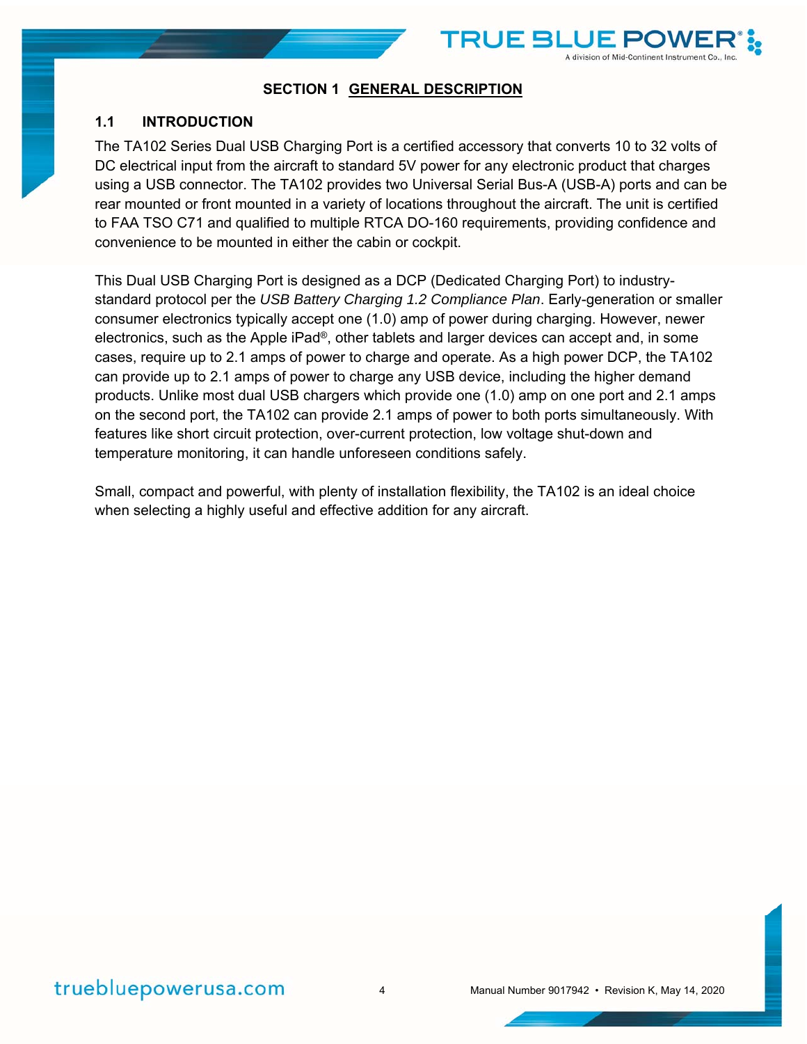# SECTION 1 GENERAL DESCRIPTION

## 1.1 INTRODUCTION

The TA102 Series Dual USB Charging Port is a certified accessory that converts 10 to 32 volts of DC electrical input from the aircraft to standard 5V power for any electronic product that charges using a USB connector. The TA102 provides two Universal Serial Bus-A (USB-A) ports and can be rear mounted or front mounted in a variety of locations throughout the aircraft. The unit is certified to FAA TSO C71 and qualified to multiple RTCA DO-160 requirements, providing confidence and convenience to be mounted in either the cabin or cockpit.

This Dual USB Charging Port is designed as a DCP (Dedicated Charging Port) to industry-standard protocol per the *USB Battery Charging 1.2 Compliance Plan*. Early-generation or smaller consumer electronics typically accept one (1.0) amp of power during charging. However, newer electronics, such as the Apple iPad®, other tablets and larger devices can accept and, in some cases, require up to 2.1 amps of power to charge and operate. As a high power DCP, the TA102 can provide up to 2.1 amps of power to charge any USB device, including the higher demand products. Unlike most dual USB chargers which provide one (1.0) amp on one port and 2.1 amps on the second port, the TA102 can provide 2.1 amps of power to both ports simultaneously. With features like short circuit protection, over-current protection, low voltage shut-down and temperature monitoring, it can handle unforeseen conditions safely.

Small, compact and powerful, with plenty of installation flexibility, the TA102 is an ideal choice when selecting a highly useful and effective addition for any aircraft.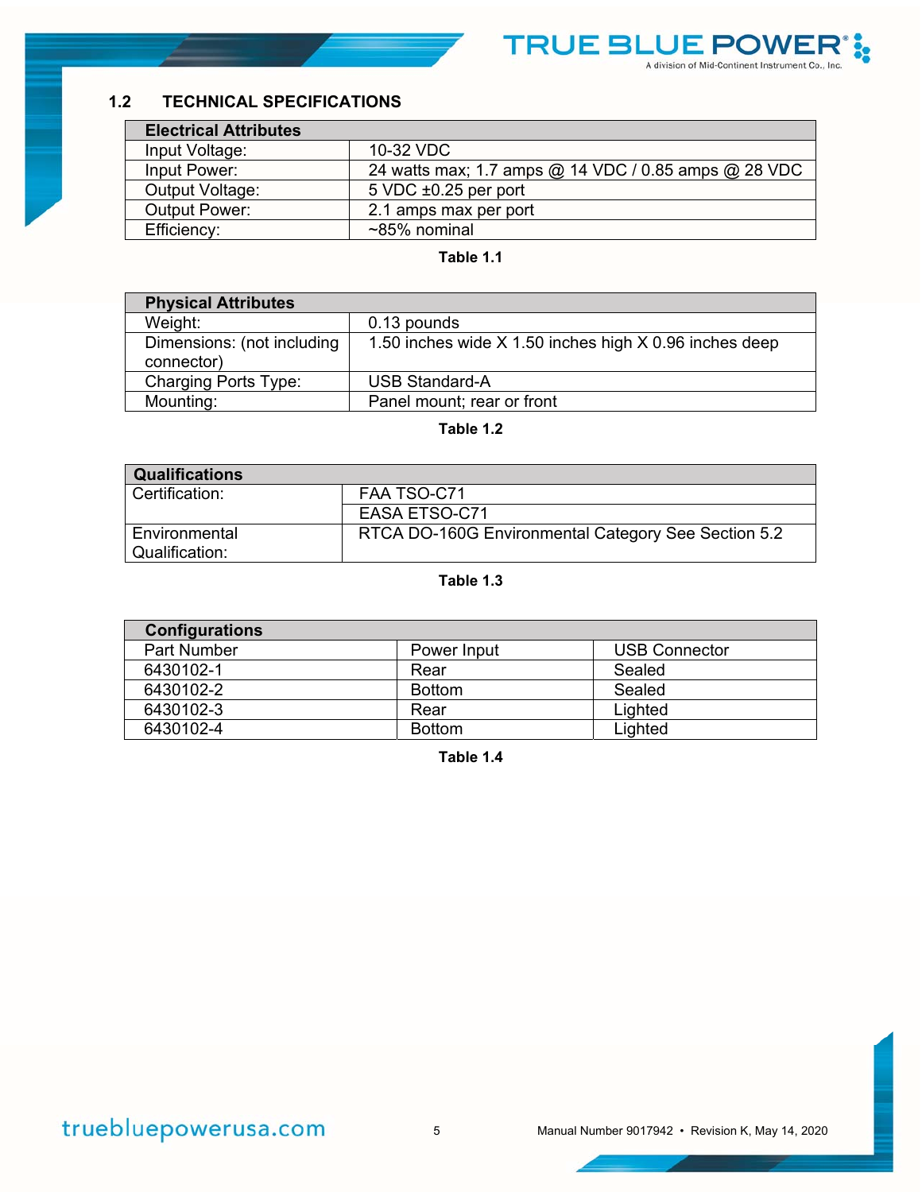## 1.2 TECHNICAL SPECIFICATIONS

| Electrical Attributes | |
|---|---|
| Input Voltage: | 10-32 VDC |
| Input Power: | 24 watts max; 1.7 amps @ 14 VDC / 0.85 amps @ 28 VDC |
| Output Voltage: | 5 VDC ±0.25 per port |
| Output Power: | 2.1 amps max per port |
| Efficiency: | ~85% nominal |

**Table 1.1**

| Physical Attributes | |
|---|---|
| Weight: | 0.13 pounds |
| Dimensions: (not including connector) | 1.50 inches wide X 1.50 inches high X 0.96 inches deep |
| Charging Ports Type: | USB Standard-A |
| Mounting: | Panel mount; rear or front |

**Table 1.2**

| Qualifications | |
|---|---|
| Certification: | FAA TSO-C71 |
| | EASA ETSO-C71 |
| Environmental Qualification: | RTCA DO-160G Environmental Category See Section 5.2 |

**Table 1.3**

| Configurations | | |
|---|---|---|
| Part Number | Power Input | USB Connector |
| 6430102-1 | Rear | Sealed |
| 6430102-2 | Bottom | Sealed |
| 6430102-3 | Rear | Lighted |
| 6430102-4 | Bottom | Lighted |

**Table 1.4**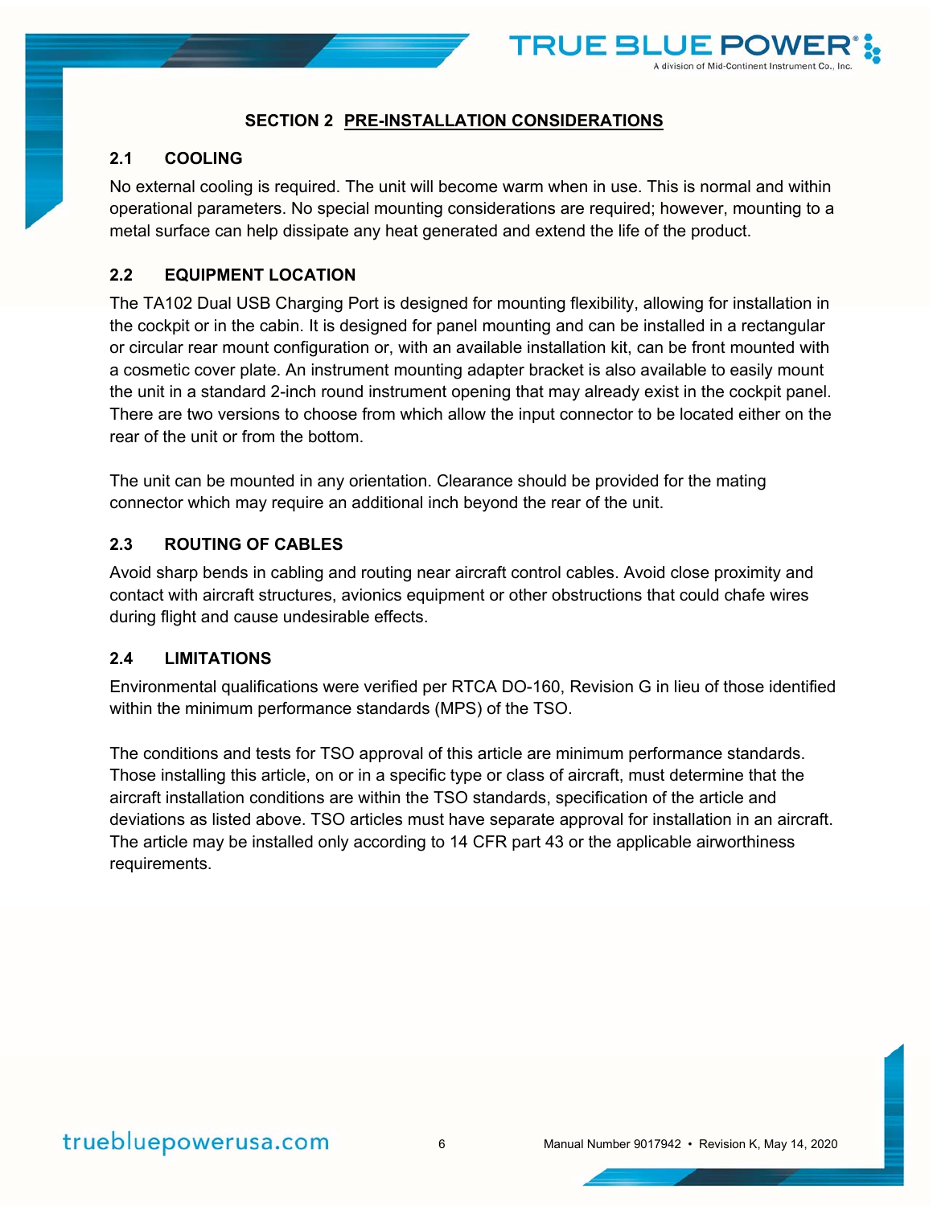# SECTION 2 PRE-INSTALLATION CONSIDERATIONS

## 2.1 COOLING

No external cooling is required. The unit will become warm when in use. This is normal and within operational parameters. No special mounting considerations are required; however, mounting to a metal surface can help dissipate any heat generated and extend the life of the product.

## 2.2 EQUIPMENT LOCATION

The TA102 Dual USB Charging Port is designed for mounting flexibility, allowing for installation in the cockpit or in the cabin. It is designed for panel mounting and can be installed in a rectangular or circular rear mount configuration or, with an available installation kit, can be front mounted with a cosmetic cover plate. An instrument mounting adapter bracket is also available to easily mount the unit in a standard 2-inch round instrument opening that may already exist in the cockpit panel. There are two versions to choose from which allow the input connector to be located either on the rear of the unit or from the bottom.

The unit can be mounted in any orientation. Clearance should be provided for the mating connector which may require an additional inch beyond the rear of the unit.

## 2.3 ROUTING OF CABLES

Avoid sharp bends in cabling and routing near aircraft control cables. Avoid close proximity and contact with aircraft structures, avionics equipment or other obstructions that could chafe wires during flight and cause undesirable effects.

## 2.4 LIMITATIONS

Environmental qualifications were verified per RTCA DO-160, Revision G in lieu of those identified within the minimum performance standards (MPS) of the TSO.

The conditions and tests for TSO approval of this article are minimum performance standards. Those installing this article, on or in a specific type or class of aircraft, must determine that the aircraft installation conditions are within the TSO standards, specification of the article and deviations as listed above. TSO articles must have separate approval for installation in an aircraft. The article may be installed only according to 14 CFR part 43 or the applicable airworthiness requirements.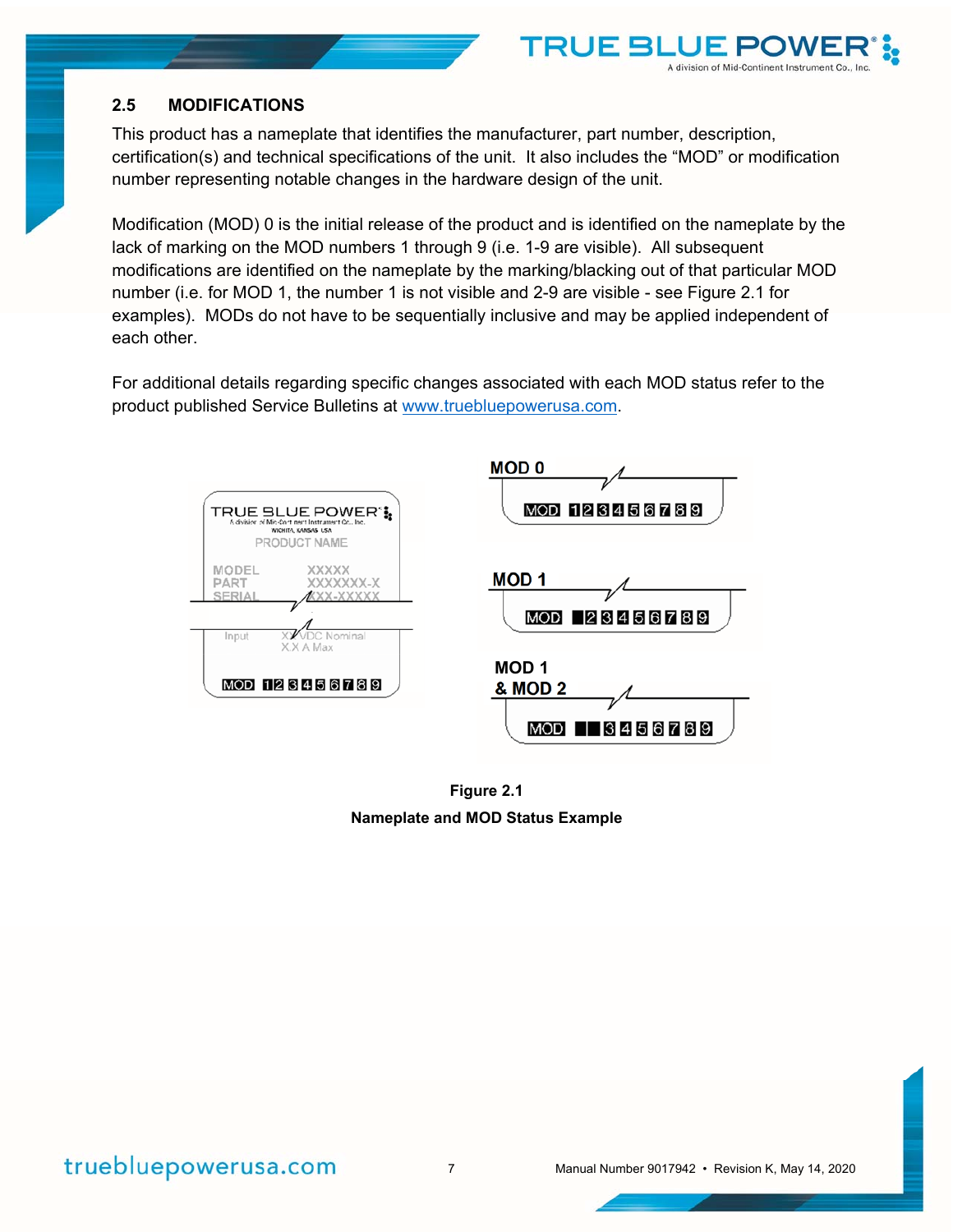## 2.5 MODIFICATIONS

This product has a nameplate that identifies the manufacturer, part number, description, certification(s) and technical specifications of the unit. It also includes the “MOD” or modification number representing notable changes in the hardware design of the unit.

Modification (MOD) 0 is the initial release of the product and is identified on the nameplate by the lack of marking on the MOD numbers 1 through 9 (i.e. 1-9 are visible). All subsequent modifications are identified on the nameplate by the marking/blacking out of that particular MOD number (i.e. for MOD 1, the number 1 is not visible and 2-9 are visible - see Figure 2.1 for examples). MODs do not have to be sequentially inclusive and may be applied independent of each other.

For additional details regarding specific changes associated with each MOD status refer to the product published Service Bulletins at www.truebluepowerusa.com.

**Figure 2.1**

**Nameplate and MOD Status Example**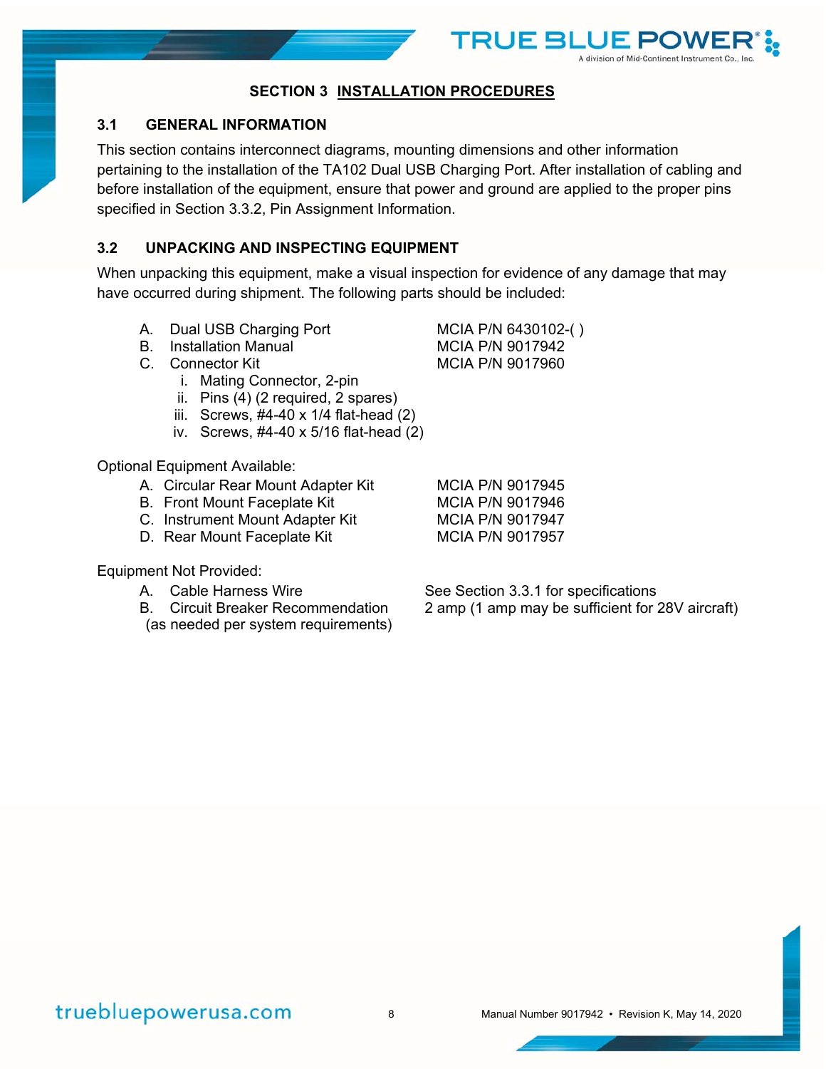# SECTION 3 INSTALLATION PROCEDURES

## 3.1 GENERAL INFORMATION

This section contains interconnect diagrams, mounting dimensions and other information pertaining to the installation of the TA102 Dual USB Charging Port. After installation of cabling and before installation of the equipment, ensure that power and ground are applied to the proper pins specified in Section 3.3.2, Pin Assignment Information.

## 3.2 UNPACKING AND INSPECTING EQUIPMENT

When unpacking this equipment, make a visual inspection for evidence of any damage that may have occurred during shipment. The following parts should be included:

| | |
|---|---|
| A. Dual USB Charging Port | MCIA P/N 6430102-( ) |
| B. Installation Manual | MCIA P/N 9017942 |
| C. Connector Kit | MCIA P/N 9017960 |
| i. Mating Connector, 2-pin | |
| ii. Pins (4) (2 required, 2 spares) | |
| iii. Screws, #4-40 x 1/4 flat-head (2) | |
| iv. Screws, #4-40 x 5/16 flat-head (2) | |

Optional Equipment Available:

| | |
|---|---|
| A. Circular Rear Mount Adapter Kit | MCIA P/N 9017945 |
| B. Front Mount Faceplate Kit | MCIA P/N 9017946 |
| C. Instrument Mount Adapter Kit | MCIA P/N 9017947 |
| D. Rear Mount Faceplate Kit | MCIA P/N 9017957 |

Equipment Not Provided:

| | |
|---|---|
| A. Cable Harness Wire | See Section 3.3.1 for specifications |
| B. Circuit Breaker Recommendation (as needed per system requirements) | 2 amp (1 amp may be sufficient for 28V aircraft) |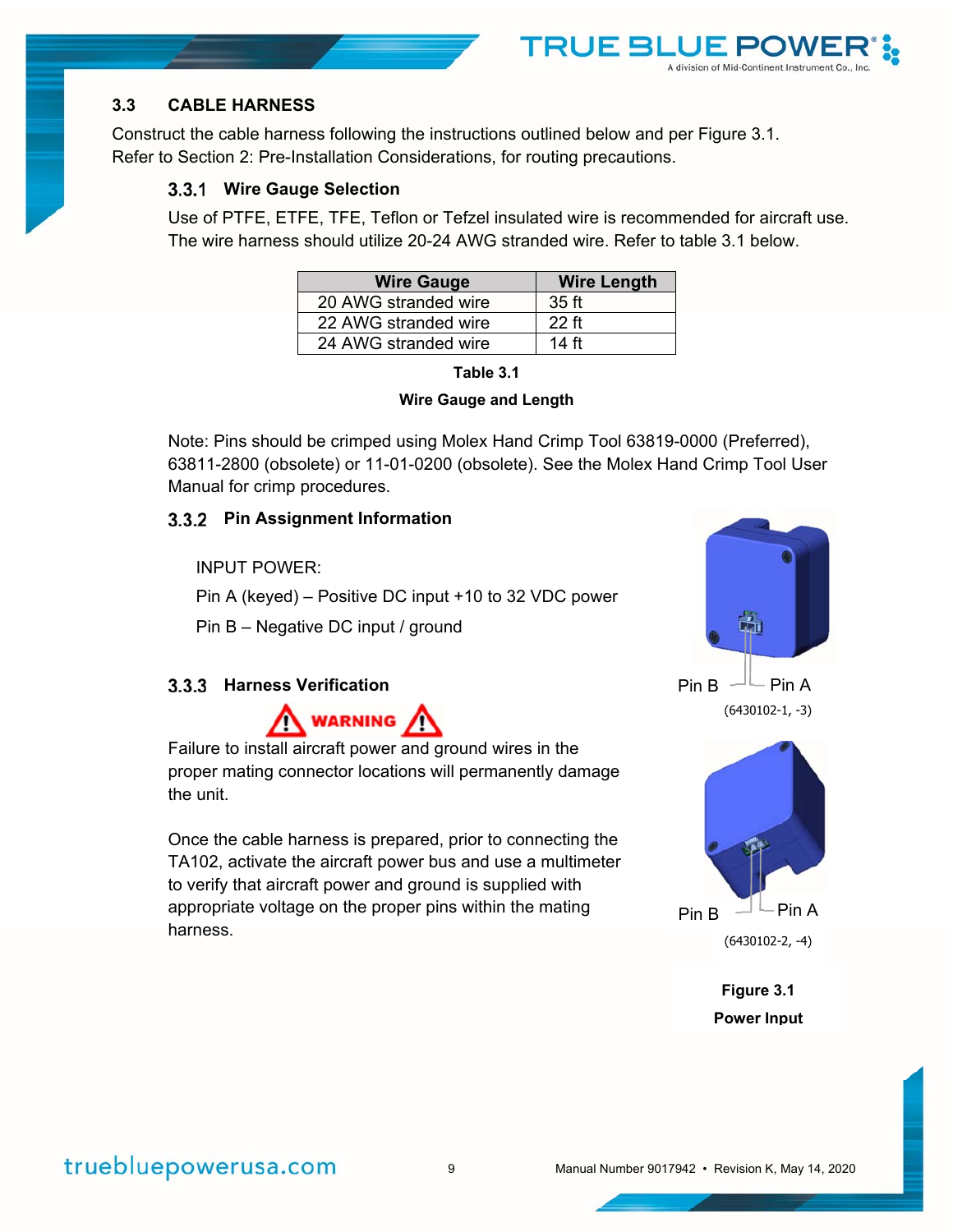## 3.3 CABLE HARNESS

Construct the cable harness following the instructions outlined below and per Figure 3.1. Refer to Section 2: Pre-Installation Considerations, for routing precautions.

### 3.3.1 Wire Gauge Selection

Use of PTFE, ETFE, TFE, Teflon or Tefzel insulated wire is recommended for aircraft use. The wire harness should utilize 20-24 AWG stranded wire. Refer to table 3.1 below.

| Wire Gauge | Wire Length |
|---|---|
| 20 AWG stranded wire | 35 ft |
| 22 AWG stranded wire | 22 ft |
| 24 AWG stranded wire | 14 ft |

**Table 3.1**

**Wire Gauge and Length**

Note: Pins should be crimped using Molex Hand Crimp Tool 63819-0000 (Preferred), 63811-2800 (obsolete) or 11-01-0200 (obsolete). See the Molex Hand Crimp Tool User Manual for crimp procedures.

### 3.3.2 Pin Assignment Information

INPUT POWER:

Pin A (keyed) – Positive DC input +10 to 32 VDC power

Pin B – Negative DC input / ground

### 3.3.3 Harness Verification

**WARNING**

Failure to install aircraft power and ground wires in the proper mating connector locations will permanently damage the unit.

Once the cable harness is prepared, prior to connecting the TA102, activate the aircraft power bus and use a multimeter to verify that aircraft power and ground is supplied with appropriate voltage on the proper pins within the mating harness.

Pin B Pin A

(6430102-1, -3)

Pin B Pin A

(6430102-2, -4)

**Figure 3.1**

**Power Input**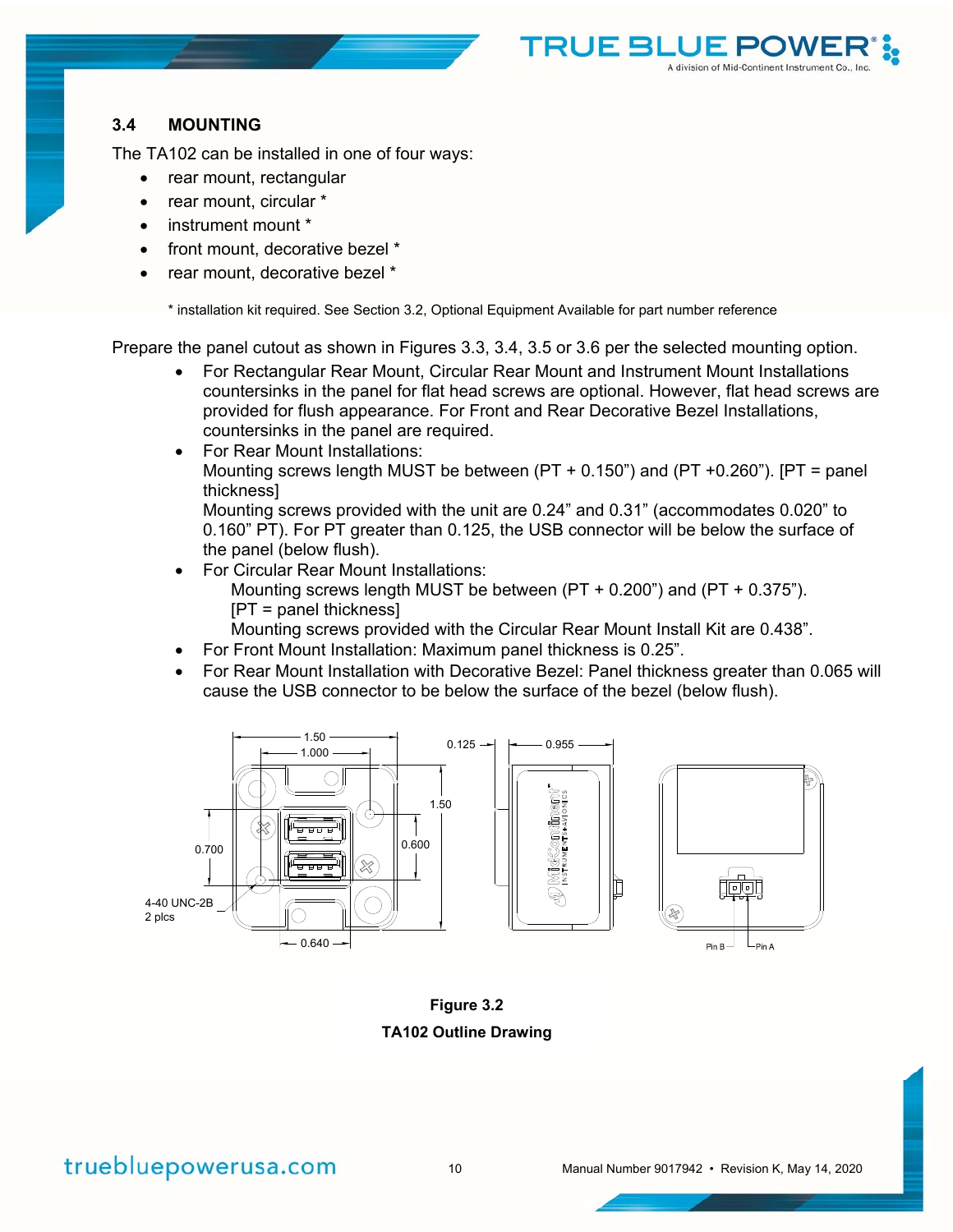### 3.4 MOUNTING

The TA102 can be installed in one of four ways:

- rear mount, rectangular
- rear mount, circular *
- instrument mount *
- front mount, decorative bezel *
- rear mount, decorative bezel *

\* installation kit required. See Section 3.2, Optional Equipment Available for part number reference

Prepare the panel cutout as shown in Figures 3.3, 3.4, 3.5 or 3.6 per the selected mounting option.

- For Rectangular Rear Mount, Circular Rear Mount and Instrument Mount Installations countersinks in the panel for flat head screws are optional. However, flat head screws are provided for flush appearance. For Front and Rear Decorative Bezel Installations, countersinks in the panel are required.
- For Rear Mount Installations:
  Mounting screws length MUST be between (PT + 0.150") and (PT +0.260"). [PT = panel thickness]
  Mounting screws provided with the unit are 0.24" and 0.31" (accommodates 0.020" to 0.160" PT). For PT greater than 0.125, the USB connector will be below the surface of the panel (below flush).
- For Circular Rear Mount Installations:
  Mounting screws length MUST be between (PT + 0.200") and (PT + 0.375"). [PT = panel thickness]
  Mounting screws provided with the Circular Rear Mount Install Kit are 0.438".
- For Front Mount Installation: Maximum panel thickness is 0.25".
- For Rear Mount Installation with Decorative Bezel: Panel thickness greater than 0.065 will cause the USB connector to be below the surface of the bezel (below flush).

1.50
1.000
0.125
0.955
1.50
0.700
0.600
4-40 UNC-2B
2 plcs
0.640
Pin B
Pin A

**Figure 3.2**
**TA102 Outline Drawing**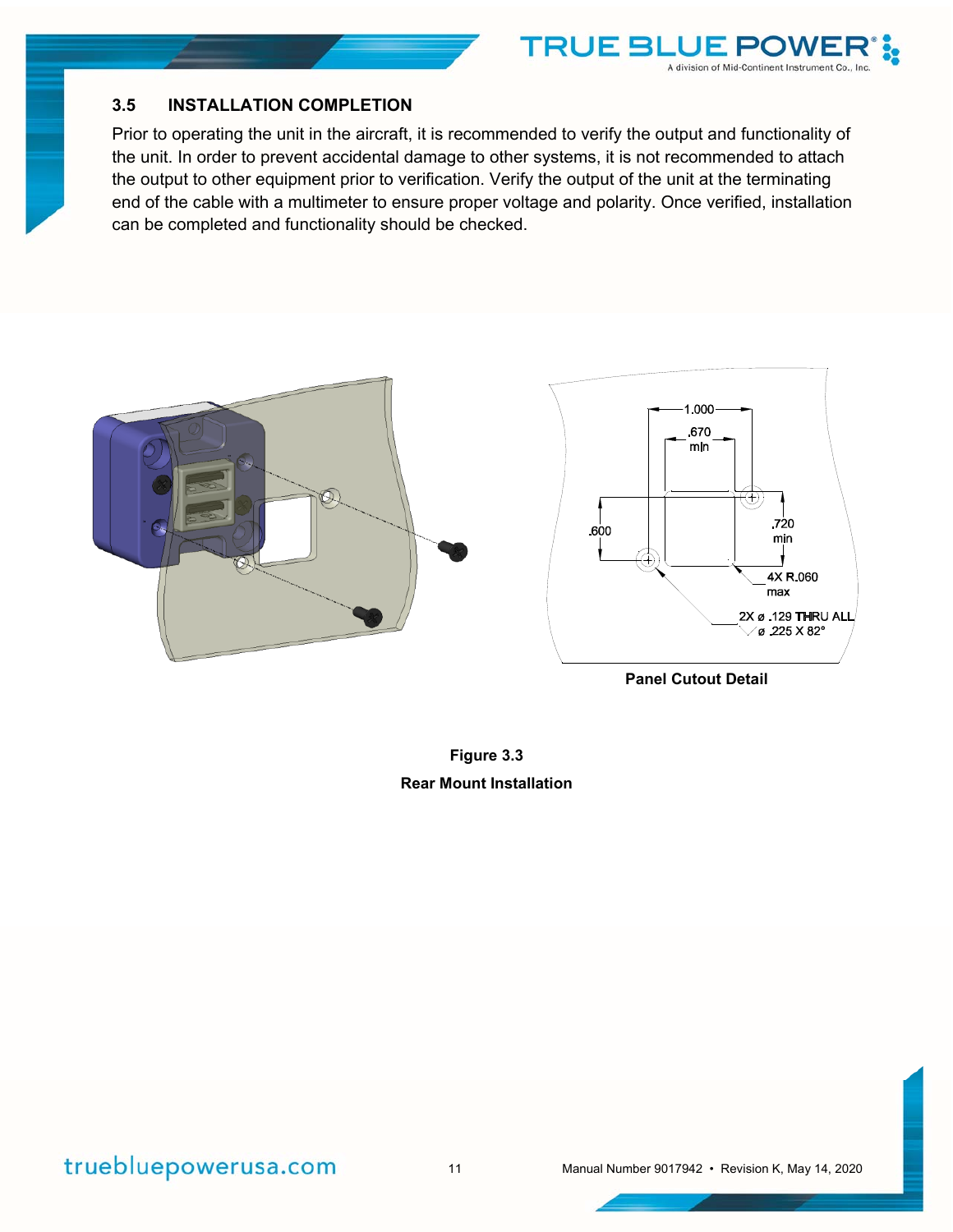### 3.5 INSTALLATION COMPLETION

Prior to operating the unit in the aircraft, it is recommended to verify the output and functionality of the unit. In order to prevent accidental damage to other systems, it is not recommended to attach the output to other equipment prior to verification. Verify the output of the unit at the terminating end of the cable with a multimeter to ensure proper voltage and polarity. Once verified, installation can be completed and functionality should be checked.

1.000

.670 min

.600

.720 min

4X R.060 max

2X ø .129 THRU ALL
ø .225 X 82°

**Panel Cutout Detail**

**Figure 3.3**

**Rear Mount Installation**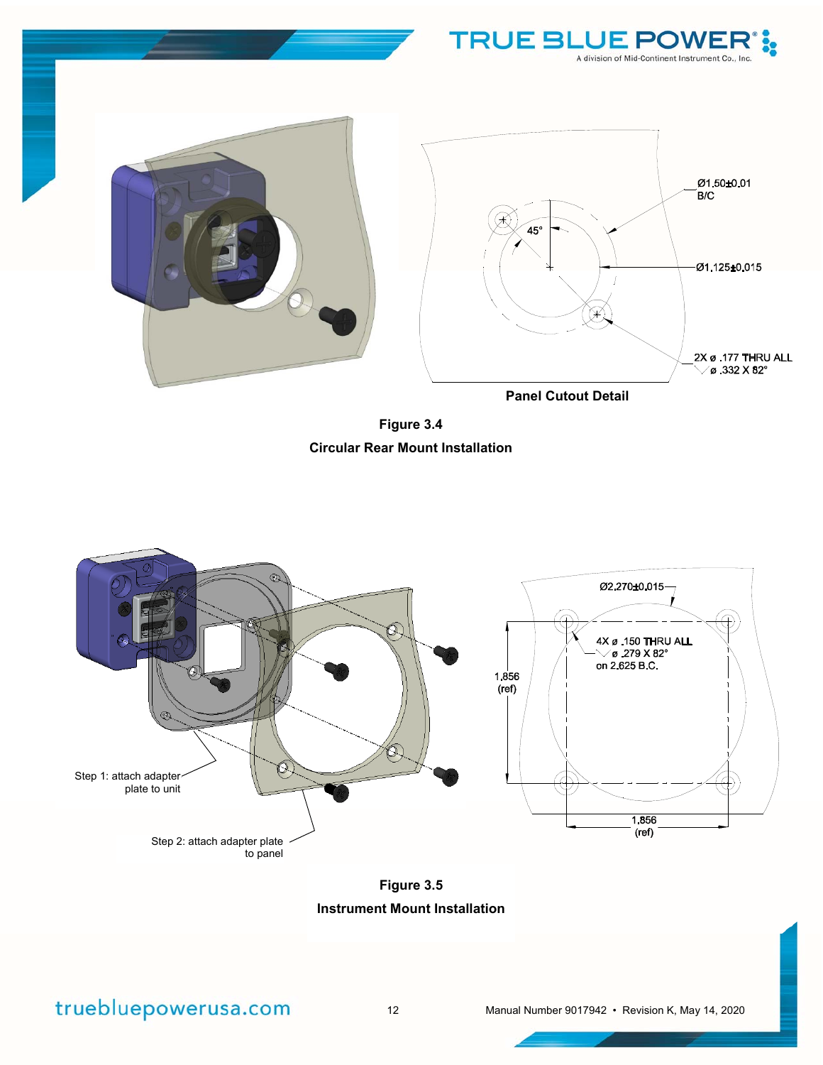Ø1.50±0.01
B/C

45°

Ø1.125±0.015

2X ø .177 THRU ALL
ø .332 X 82°

**Panel Cutout Detail**

**Figure 3.4**

**Circular Rear Mount Installation**

Step 1: attach adapter plate to unit

Step 2: attach adapter plate to panel

Ø2.270±0.015

4X ø .150 THRU ALL
ø .279 X 82°
on 2.625 B.C.

1.856
(ref)

1.856
(ref)

**Figure 3.5**

**Instrument Mount Installation**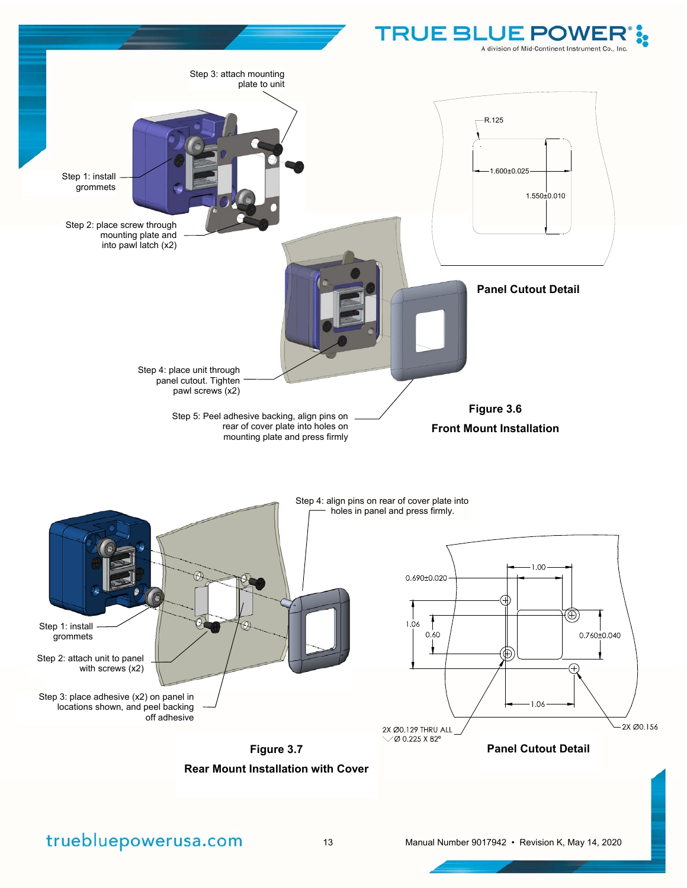Step 3: attach mounting plate to unit

Step 1: install grommets

Step 2: place screw through mounting plate and into pawl latch (x2)

Step 4: place unit through panel cutout. Tighten pawl screws (x2)

Step 5: Peel adhesive backing, align pins on rear of cover plate into holes on mounting plate and press firmly

R.125

1.600±0.025

1.550±0.010

**Panel Cutout Detail**

**Figure 3.6**

**Front Mount Installation**

Step 4: align pins on rear of cover plate into holes in panel and press firmly.

Step 1: install grommets

Step 2: attach unit to panel with screws (x2)

Step 3: place adhesive (x2) on panel in locations shown, and peel backing off adhesive

1.00

0.690±0.020

1.06

0.60

0.760±0.040

1.06

2X Ø0.129 THRU ALL
⌵ Ø 0.225 X 82°

2X Ø0.156

**Figure 3.7**

**Rear Mount Installation with Cover**

**Panel Cutout Detail**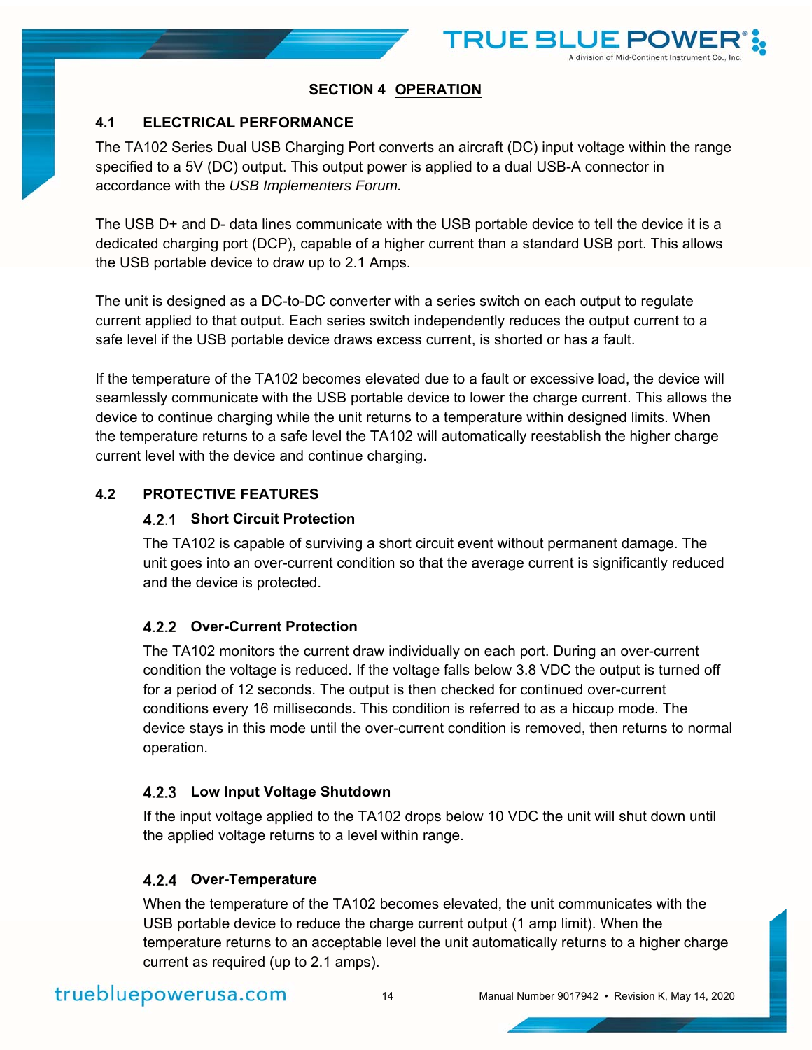# SECTION 4 OPERATION

## 4.1 ELECTRICAL PERFORMANCE

The TA102 Series Dual USB Charging Port converts an aircraft (DC) input voltage within the range specified to a 5V (DC) output. This output power is applied to a dual USB-A connector in accordance with the *USB Implementers Forum.*

The USB D+ and D- data lines communicate with the USB portable device to tell the device it is a dedicated charging port (DCP), capable of a higher current than a standard USB port. This allows the USB portable device to draw up to 2.1 Amps.

The unit is designed as a DC-to-DC converter with a series switch on each output to regulate current applied to that output. Each series switch independently reduces the output current to a safe level if the USB portable device draws excess current, is shorted or has a fault.

If the temperature of the TA102 becomes elevated due to a fault or excessive load, the device will seamlessly communicate with the USB portable device to lower the charge current. This allows the device to continue charging while the unit returns to a temperature within designed limits. When the temperature returns to a safe level the TA102 will automatically reestablish the higher charge current level with the device and continue charging.

## 4.2 PROTECTIVE FEATURES

### 4.2.1 Short Circuit Protection

The TA102 is capable of surviving a short circuit event without permanent damage. The unit goes into an over-current condition so that the average current is significantly reduced and the device is protected.

### 4.2.2 Over-Current Protection

The TA102 monitors the current draw individually on each port. During an over-current condition the voltage is reduced. If the voltage falls below 3.8 VDC the output is turned off for a period of 12 seconds. The output is then checked for continued over-current conditions every 16 milliseconds. This condition is referred to as a hiccup mode. The device stays in this mode until the over-current condition is removed, then returns to normal operation.

### 4.2.3 Low Input Voltage Shutdown

If the input voltage applied to the TA102 drops below 10 VDC the unit will shut down until the applied voltage returns to a level within range.

### 4.2.4 Over-Temperature

When the temperature of the TA102 becomes elevated, the unit communicates with the USB portable device to reduce the charge current output (1 amp limit). When the temperature returns to an acceptable level the unit automatically returns to a higher charge current as required (up to 2.1 amps).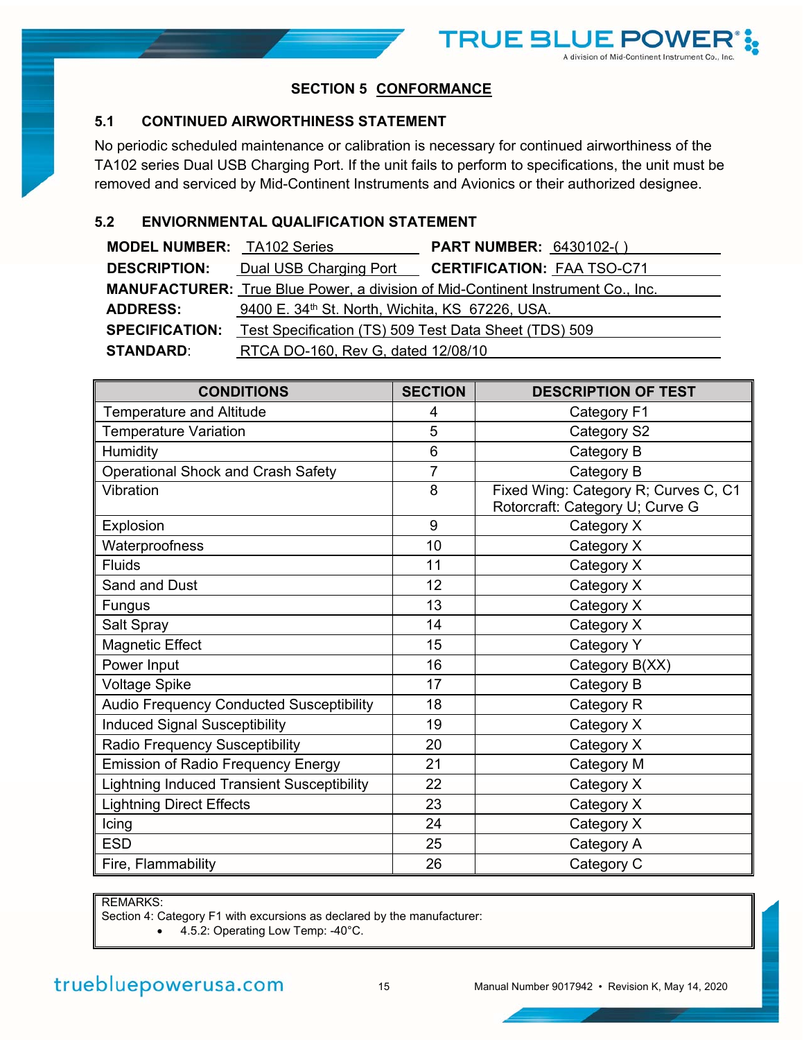## SECTION 5 CONFORMANCE

### 5.1 CONTINUED AIRWORTHINESS STATEMENT

No periodic scheduled maintenance or calibration is necessary for continued airworthiness of the TA102 series Dual USB Charging Port. If the unit fails to perform to specifications, the unit must be removed and serviced by Mid-Continent Instruments and Avionics or their authorized designee.

### 5.2 ENVIORNMENTAL QUALIFICATION STATEMENT

**MODEL NUMBER:** TA102 Series **PART NUMBER:** 6430102-( )

**DESCRIPTION:** Dual USB Charging Port **CERTIFICATION:** FAA TSO-C71

**MANUFACTURER:** True Blue Power, a division of Mid-Continent Instrument Co., Inc.

**ADDRESS:** 9400 E. 34th St. North, Wichita, KS 67226, USA.

**SPECIFICATION:** Test Specification (TS) 509 Test Data Sheet (TDS) 509

**STANDARD:** RTCA DO-160, Rev G, dated 12/08/10

| CONDITIONS | SECTION | DESCRIPTION OF TEST |
|---|---|---|
| Temperature and Altitude | 4 | Category F1 |
| Temperature Variation | 5 | Category S2 |
| Humidity | 6 | Category B |
| Operational Shock and Crash Safety | 7 | Category B |
| Vibration | 8 | Fixed Wing: Category R; Curves C, C1<br>Rotorcraft: Category U; Curve G |
| Explosion | 9 | Category X |
| Waterproofness | 10 | Category X |
| Fluids | 11 | Category X |
| Sand and Dust | 12 | Category X |
| Fungus | 13 | Category X |
| Salt Spray | 14 | Category X |
| Magnetic Effect | 15 | Category Y |
| Power Input | 16 | Category B(XX) |
| Voltage Spike | 17 | Category B |
| Audio Frequency Conducted Susceptibility | 18 | Category R |
| Induced Signal Susceptibility | 19 | Category X |
| Radio Frequency Susceptibility | 20 | Category X |
| Emission of Radio Frequency Energy | 21 | Category M |
| Lightning Induced Transient Susceptibility | 22 | Category X |
| Lightning Direct Effects | 23 | Category X |
| Icing | 24 | Category X |
| ESD | 25 | Category A |
| Fire, Flammability | 26 | Category C |

REMARKS:
Section 4: Category F1 with excursions as declared by the manufacturer:

- 4.5.2: Operating Low Temp: -40°C.